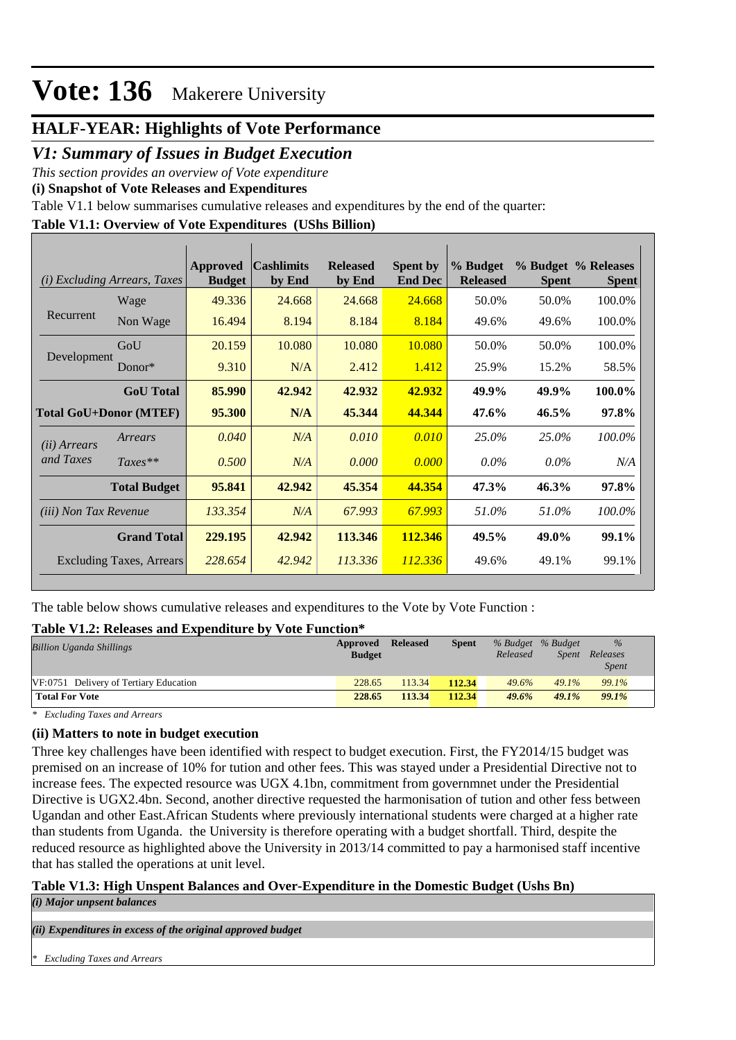# Vote: 136 Makerere University

## HALF-YEAR: Highlights of Vote Performance

## *V1: Summary of Issues in Budget Execution*

*This section provides an overview of Vote expenditure*

**(i) Snapshot of Vote Releases and Expenditures**

Table V1.1 below summarises cumulative releases and expenditures by the end of the quarter:

**Table V1.1: Overview of Vote Expenditures (UShs Billion)**

| *(i) Excluding Arrears, Taxes* | | Approved Budget | Cashlimits by End | Released by End | Spent by End Dec | % Budget Released | % Budget Spent | % Releases Spent |
|---|---|---|---|---|---|---|---|---|
| Recurrent | Wage | 49.336 | 24.668 | 24.668 | 24.668 | 50.0% | 50.0% | 100.0% |
| | Non Wage | 16.494 | 8.194 | 8.184 | 8.184 | 49.6% | 49.6% | 100.0% |
| Development | GoU | 20.159 | 10.080 | 10.080 | 10.080 | 50.0% | 50.0% | 100.0% |
| | Donor* | 9.310 | N/A | 2.412 | 1.412 | 25.9% | 15.2% | 58.5% |
| | **GoU Total** | **85.990** | **42.942** | **42.932** | **42.932** | **49.9%** | **49.9%** | **100.0%** |
| **Total GoU+Donor (MTEF)** | | **95.300** | **N/A** | **45.344** | **44.344** | **47.6%** | **46.5%** | **97.8%** |
| *(ii) Arrears and Taxes* | *Arrears* | *0.040* | *N/A* | *0.010* | *0.010* | *25.0%* | *25.0%* | *100.0%* |
| | *Taxes*** | *0.500* | *N/A* | *0.000* | *0.000* | *0.0%* | *0.0%* | *N/A* |
| | **Total Budget** | **95.841** | **42.942** | **45.354** | **44.354** | **47.3%** | **46.3%** | **97.8%** |
| *(iii) Non Tax Revenue* | | *133.354* | *N/A* | *67.993* | *67.993* | *51.0%* | *51.0%* | *100.0%* |
| | **Grand Total** | **229.195** | **42.942** | **113.346** | **112.346** | **49.5%** | **49.0%** | **99.1%** |
| | Excluding Taxes, Arrears | *228.654* | *42.942* | *113.336* | *112.336* | 49.6% | 49.1% | 99.1% |

The table below shows cumulative releases and expenditures to the Vote by Vote Function :

**Table V1.2: Releases and Expenditure by Vote Function***

| *Billion Uganda Shillings* | Approved Budget | Released | Spent | *% Budget Released* | *% Budget Spent* | *% Releases Spent* |
|---|---|---|---|---|---|---|
| VF:0751 Delivery of Tertiary Education | 228.65 | 113.34 | 112.34 | 49.6% | 49.1% | 99.1% |
| **Total For Vote** | **228.65** | **113.34** | **112.34** | **49.6%** | **49.1%** | **99.1%** |

*\* Excluding Taxes and Arrears*

**(ii) Matters to note in budget execution**

Three key challenges have been identified with respect to budget execution. First, the FY2014/15 budget was premised on an increase of 10% for tution and other fees. This was stayed under a Presidential Directive not to increase fees. The expected resource was UGX 4.1bn, commitment from governmnet under the Presidential Directive is UGX2.4bn. Second, another directive requested the harmonisation of tution and other fess between Ugandan and other East.African Students where previously international students were charged at a higher rate than students from Uganda. the University is therefore operating with a budget shortfall. Third, despite the reduced resource as highlighted above the University in 2013/14 committed to pay a harmonised staff incentive that has stalled the operations at unit level.

**Table V1.3: High Unspent Balances and Over-Expenditure in the Domestic Budget (Ushs Bn)**

***(i) Major unpsent balances***

***(ii) Expenditures in excess of the original approved budget***

*\* Excluding Taxes and Arrears*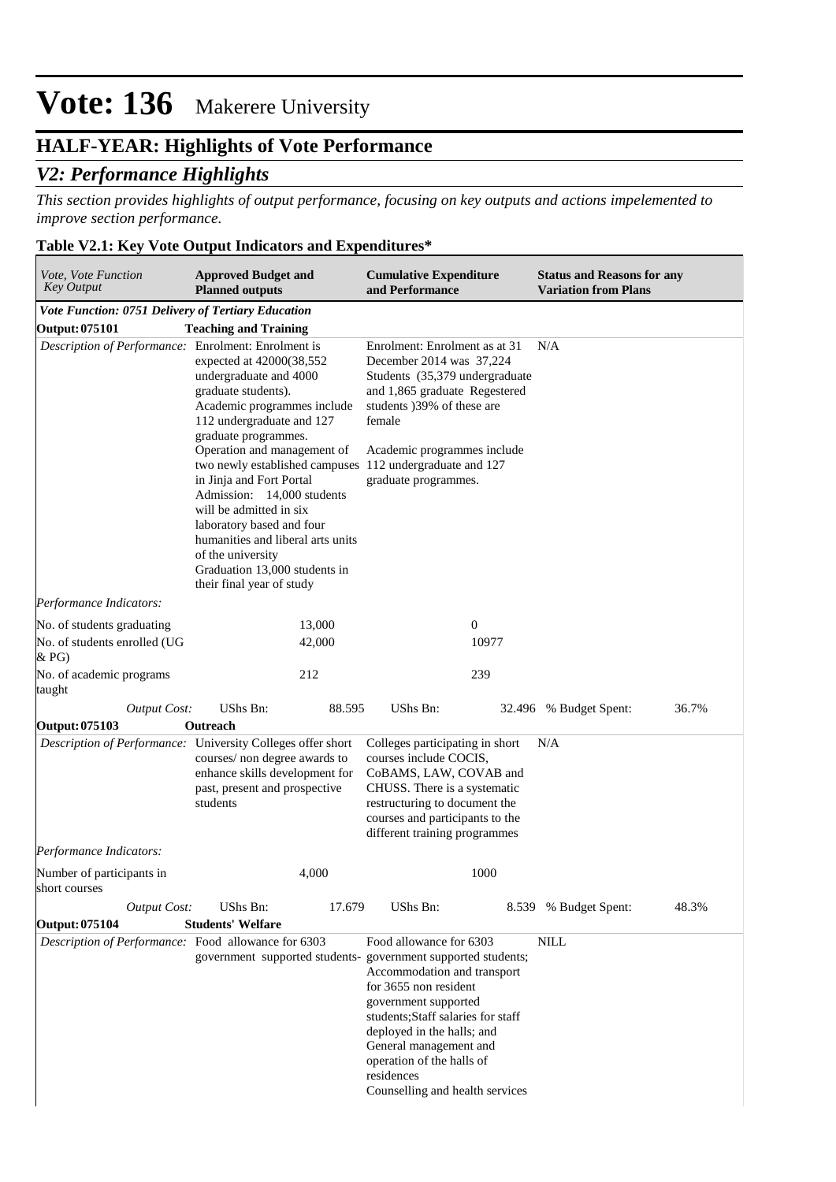# Vote: 136 Makerere University

## HALF-YEAR: Highlights of Vote Performance

### *V2: Performance Highlights*

*This section provides highlights of output performance, focusing on key outputs and actions impelemented to improve section performance.*

**Table V2.1: Key Vote Output Indicators and Expenditures***

| *Vote, Vote Function Key Output* | **Approved Budget and Planned outputs** | | **Cumulative Expenditure and Performance** | | **Status and Reasons for any Variation from Plans** | |
|---|---|---|---|---|---|---|
| ***Vote Function: 0751 Delivery of Tertiary Education*** | | | | | | |
| **Output: 075101** | **Teaching and Training** | | | | | |
| *Description of Performance:* | Enrolment: Enrolment is expected at 42000(38,552 undergraduate and 4000 graduate students). Academic programmes include 112 undergraduate and 127 graduate programmes. Operation and management of two newly established campuses in Jinja and Fort Portal Admission: 14,000 students will be admitted in six laboratory based and four humanities and liberal arts units of the university Graduation 13,000 students in their final year of study | | Enrolment: Enrolment as at 31 December 2014 was 37,224 Students (35,379 undergraduate and 1,865 graduate Regestered students )39% of these are female<br><br>Academic programmes include 112 undergraduate and 127 graduate programmes. | | N/A | |
| *Performance Indicators:* | | | | | | |
| No. of students graduating | | 13,000 | | 0 | | |
| No. of students enrolled (UG & PG) | | 42,000 | | 10977 | | |
| No. of academic programs taught | | 212 | | 239 | | |
| *Output Cost:* | UShs Bn: | 88.595 | UShs Bn: | 32.496 | % Budget Spent: | 36.7% |
| **Output: 075103** | **Outreach** | | | | | |
| *Description of Performance:* | University Colleges offer short courses/ non degree awards to enhance skills development for past, present and prospective students | | Colleges participating in short courses include COCIS, CoBAMS, LAW, COVAB and CHUSS. There is a systematic restructuring to document the courses and participants to the different training programmes | | N/A | |
| *Performance Indicators:* | | | | | | |
| Number of participants in short courses | | 4,000 | | 1000 | | |
| *Output Cost:* | UShs Bn: | 17.679 | UShs Bn: | 8.539 | % Budget Spent: | 48.3% |
| **Output: 075104** | **Students' Welfare** | | | | | |
| *Description of Performance:* | Food allowance for 6303 government supported students- | | Food allowance for 6303 government supported students; Accommodation and transport for 3655 non resident government supported students;Staff salaries for staff deployed in the halls; and General management and operation of the halls of residences<br>Counselling and health services | | NILL | |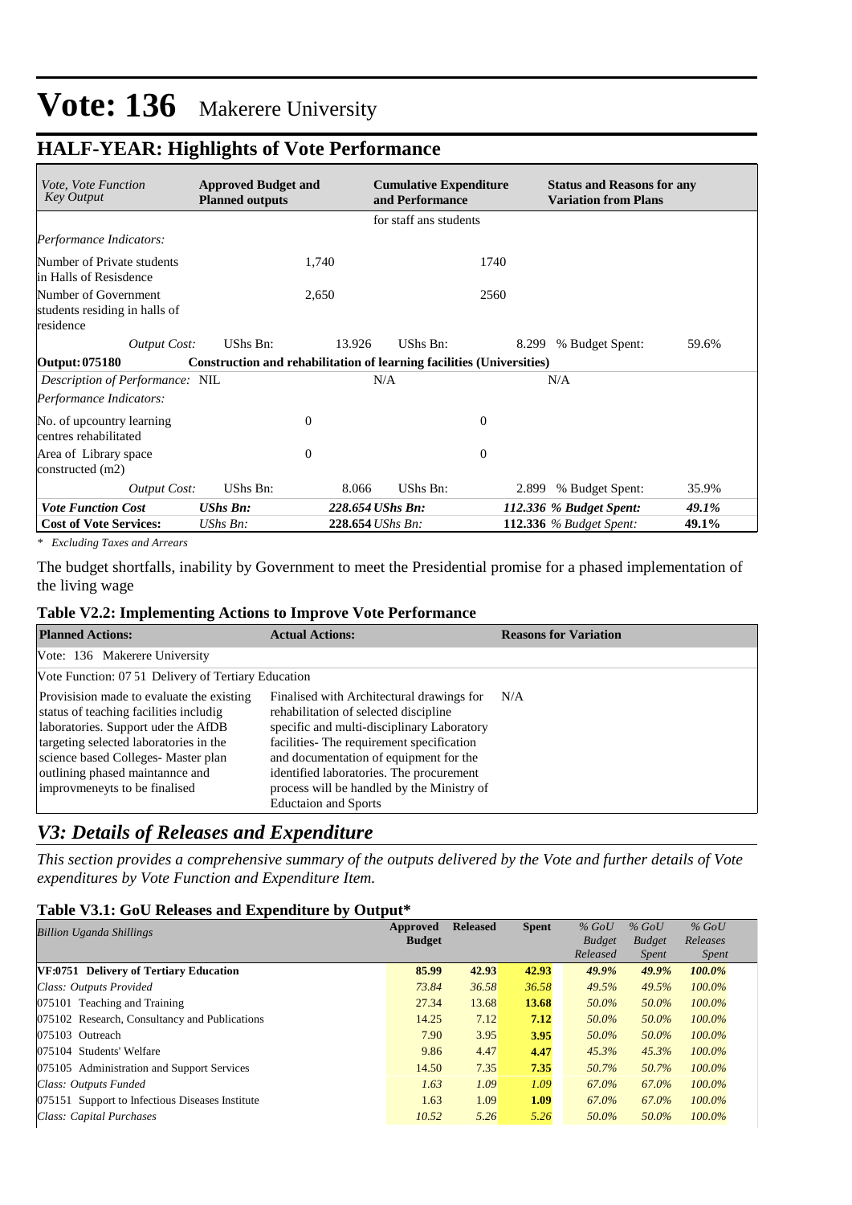# Vote: 136 Makerere University

## HALF-YEAR: Highlights of Vote Performance

| *Vote, Vote Function Key Output* | **Approved Budget and Planned outputs** | | **Cumulative Expenditure and Performance** | | **Status and Reasons for any Variation from Plans** | |
|---|---|---|---|---|---|---|
| | | | for staff ans students | | | |
| *Performance Indicators:* | | | | | | |
| Number of Private students in Halls of Resisdence | | 1,740 | | 1740 | | |
| Number of Government students residing in halls of residence | | 2,650 | | 2560 | | |
| *Output Cost:* | UShs Bn: | 13.926 | UShs Bn: | 8.299 | % Budget Spent: | 59.6% |
| **Output: 075180** | **Construction and rehabilitation of learning facilities (Universities)** | | | | | |
| *Description of Performance:* NIL | | | N/A | | N/A | |
| *Performance Indicators:* | | | | | | |
| No. of upcountry learning centres rehabilitated | | 0 | | 0 | | |
| Area of Library space constructed (m2) | | 0 | | 0 | | |
| *Output Cost:* | UShs Bn: | 8.066 | UShs Bn: | 2.899 | % Budget Spent: | 35.9% |
| ***Vote Function Cost*** | ***UShs Bn:*** | | ***228.654 UShs Bn:*** | | ***112.336 % Budget Spent:*** | ***49.1%*** |
| **Cost of Vote Services:** | *UShs Bn:* | | **228.654** *UShs Bn:* | | **112.336** *% Budget Spent:* | **49.1%** |

*\* Excluding Taxes and Arrears*

The budget shortfalls, inability by Government to meet the Presidential promise for a phased implementation of the living wage

### Table V2.2: Implementing Actions to Improve Vote Performance

| **Planned Actions:** | **Actual Actions:** | **Reasons for Variation** |
|---|---|---|
| Vote: 136 Makerere University | | |
| Vote Function: 07 51 Delivery of Tertiary Education | | |
| Provisision made to evaluate the existing status of teaching facilities includig laboratories. Support uder the AfDB targeting selected laboratories in the science based Colleges- Master plan outlining phased maintannce and improvmeneyts to be finalised | Finalised with Architectural drawings for rehabilitation of selected discipline specific and multi-disciplinary Laboratory facilities- The requirement specification and documentation of equipment for the identified laboratories. The procurement process will be handled by the Ministry of Eductaion and Sports | N/A |

## *V3: Details of Releases and Expenditure*

*This section provides a comprehensive summary of the outputs delivered by the Vote and further details of Vote expenditures by Vote Function and Expenditure Item.*

### Table V3.1: GoU Releases and Expenditure by Output*

| *Billion Uganda Shillings* | **Approved Budget** | **Released** | **Spent** | *% GoU Budget Released* | *% GoU Budget Spent* | *% GoU Releases Spent* |
|---|---|---|---|---|---|---|
| **VF:0751 Delivery of Tertiary Education** | **85.99** | **42.93** | **42.93** | ***49.9%*** | ***49.9%*** | ***100.0%*** |
| *Class: Outputs Provided* | *73.84* | *36.58* | *36.58* | *49.5%* | *49.5%* | *100.0%* |
| 075101 Teaching and Training | 27.34 | 13.68 | **13.68** | *50.0%* | *50.0%* | *100.0%* |
| 075102 Research, Consultancy and Publications | 14.25 | 7.12 | **7.12** | *50.0%* | *50.0%* | *100.0%* |
| 075103 Outreach | 7.90 | 3.95 | **3.95** | *50.0%* | *50.0%* | *100.0%* |
| 075104 Students' Welfare | 9.86 | 4.47 | **4.47** | *45.3%* | *45.3%* | *100.0%* |
| 075105 Administration and Support Services | 14.50 | 7.35 | **7.35** | *50.7%* | *50.7%* | *100.0%* |
| *Class: Outputs Funded* | *1.63* | *1.09* | *1.09* | *67.0%* | *67.0%* | *100.0%* |
| 075151 Support to Infectious Diseases Institute | 1.63 | 1.09 | **1.09** | *67.0%* | *67.0%* | *100.0%* |
| *Class: Capital Purchases* | *10.52* | *5.26* | *5.26* | *50.0%* | *50.0%* | *100.0%* |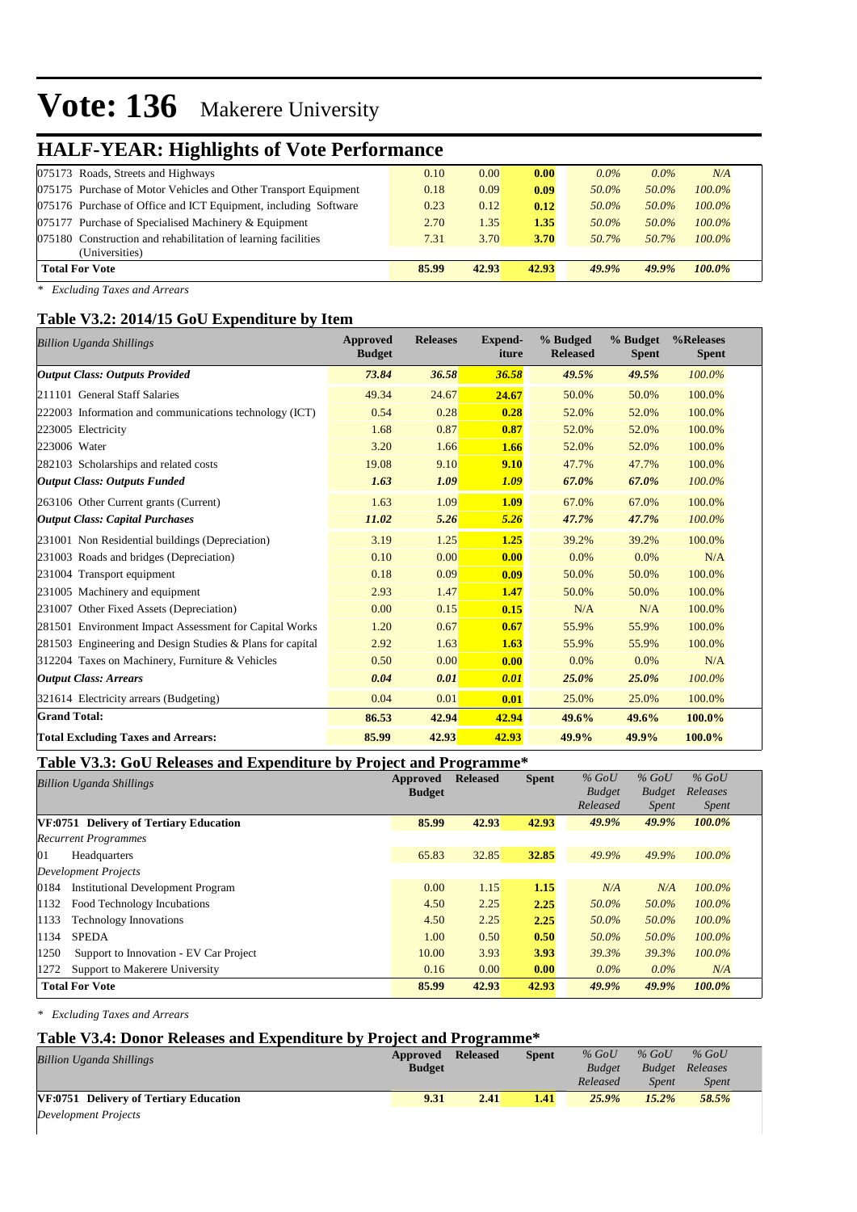# Vote: 136 Makerere University

## HALF-YEAR: Highlights of Vote Performance

| | | | | | | |
|---|---|---|---|---|---|---|
| 075173 Roads, Streets and Highways | 0.10 | 0.00 | **0.00** | *0.0%* | *0.0%* | *N/A* |
| 075175 Purchase of Motor Vehicles and Other Transport Equipment | 0.18 | 0.09 | **0.09** | *50.0%* | *50.0%* | *100.0%* |
| 075176 Purchase of Office and ICT Equipment, including Software | 0.23 | 0.12 | **0.12** | *50.0%* | *50.0%* | *100.0%* |
| 075177 Purchase of Specialised Machinery & Equipment | 2.70 | 1.35 | **1.35** | *50.0%* | *50.0%* | *100.0%* |
| 075180 Construction and rehabilitation of learning facilities (Universities) | 7.31 | 3.70 | **3.70** | *50.7%* | *50.7%* | *100.0%* |
| **Total For Vote** | **85.99** | **42.93** | **42.93** | ***49.9%*** | ***49.9%*** | ***100.0%*** |

*\* Excluding Taxes and Arrears*

### Table V3.2: 2014/15 GoU Expenditure by Item

| *Billion Uganda Shillings* | Approved Budget | Releases | Expend-iture | % Budged Released | % Budget Spent | %Releases Spent |
|---|---|---|---|---|---|---|
| ***Output Class: Outputs Provided*** | ***73.84*** | ***36.58*** | ***36.58*** | ***49.5%*** | ***49.5%*** | *100.0%* |
| 211101 General Staff Salaries | 49.34 | 24.67 | **24.67** | 50.0% | 50.0% | 100.0% |
| 222003 Information and communications technology (ICT) | 0.54 | 0.28 | **0.28** | 52.0% | 52.0% | 100.0% |
| 223005 Electricity | 1.68 | 0.87 | **0.87** | 52.0% | 52.0% | 100.0% |
| 223006 Water | 3.20 | 1.66 | **1.66** | 52.0% | 52.0% | 100.0% |
| 282103 Scholarships and related costs | 19.08 | 9.10 | **9.10** | 47.7% | 47.7% | 100.0% |
| ***Output Class: Outputs Funded*** | ***1.63*** | ***1.09*** | ***1.09*** | ***67.0%*** | ***67.0%*** | *100.0%* |
| 263106 Other Current grants (Current) | 1.63 | 1.09 | **1.09** | 67.0% | 67.0% | 100.0% |
| ***Output Class: Capital Purchases*** | ***11.02*** | ***5.26*** | ***5.26*** | ***47.7%*** | ***47.7%*** | *100.0%* |
| 231001 Non Residential buildings (Depreciation) | 3.19 | 1.25 | **1.25** | 39.2% | 39.2% | 100.0% |
| 231003 Roads and bridges (Depreciation) | 0.10 | 0.00 | **0.00** | 0.0% | 0.0% | N/A |
| 231004 Transport equipment | 0.18 | 0.09 | **0.09** | 50.0% | 50.0% | 100.0% |
| 231005 Machinery and equipment | 2.93 | 1.47 | **1.47** | 50.0% | 50.0% | 100.0% |
| 231007 Other Fixed Assets (Depreciation) | 0.00 | 0.15 | **0.15** | N/A | N/A | 100.0% |
| 281501 Environment Impact Assessment for Capital Works | 1.20 | 0.67 | **0.67** | 55.9% | 55.9% | 100.0% |
| 281503 Engineering and Design Studies & Plans for capital | 2.92 | 1.63 | **1.63** | 55.9% | 55.9% | 100.0% |
| 312204 Taxes on Machinery, Furniture & Vehicles | 0.50 | 0.00 | **0.00** | 0.0% | 0.0% | N/A |
| ***Output Class: Arrears*** | ***0.04*** | ***0.01*** | ***0.01*** | ***25.0%*** | ***25.0%*** | *100.0%* |
| 321614 Electricity arrears (Budgeting) | 0.04 | 0.01 | **0.01** | 25.0% | 25.0% | 100.0% |
| **Grand Total:** | **86.53** | **42.94** | **42.94** | **49.6%** | **49.6%** | **100.0%** |
| **Total Excluding Taxes and Arrears:** | **85.99** | **42.93** | **42.93** | **49.9%** | **49.9%** | **100.0%** |

### Table V3.3: GoU Releases and Expenditure by Project and Programme*

| *Billion Uganda Shillings* | Approved Budget | Released | Spent | *% GoU Budget Released* | *% GoU Budget Spent* | *% GoU Releases Spent* |
|---|---|---|---|---|---|---|
| **VF:0751 Delivery of Tertiary Education** | **85.99** | **42.93** | **42.93** | ***49.9%*** | ***49.9%*** | ***100.0%*** |
| *Recurrent Programmes* | | | | | | |
| 01 Headquarters | 65.83 | 32.85 | **32.85** | *49.9%* | *49.9%* | *100.0%* |
| *Development Projects* | | | | | | |
| 0184 Institutional Development Program | 0.00 | 1.15 | **1.15** | *N/A* | *N/A* | *100.0%* |
| 1132 Food Technology Incubations | 4.50 | 2.25 | **2.25** | *50.0%* | *50.0%* | *100.0%* |
| 1133 Technology Innovations | 4.50 | 2.25 | **2.25** | *50.0%* | *50.0%* | *100.0%* |
| 1134 SPEDA | 1.00 | 0.50 | **0.50** | *50.0%* | *50.0%* | *100.0%* |
| 1250 Support to Innovation - EV Car Project | 10.00 | 3.93 | **3.93** | *39.3%* | *39.3%* | *100.0%* |
| 1272 Support to Makerere University | 0.16 | 0.00 | **0.00** | *0.0%* | *0.0%* | *N/A* |
| **Total For Vote** | **85.99** | **42.93** | **42.93** | ***49.9%*** | ***49.9%*** | ***100.0%*** |

*\* Excluding Taxes and Arrears*

### Table V3.4: Donor Releases and Expenditure by Project and Programme*

| *Billion Uganda Shillings* | Approved Budget | Released | Spent | *% GoU Budget Released* | *% GoU Budget Spent* | *% GoU Releases Spent* |
|---|---|---|---|---|---|---|
| **VF:0751 Delivery of Tertiary Education** | **9.31** | **2.41** | **1.41** | ***25.9%*** | ***15.2%*** | ***58.5%*** |
| *Development Projects* | | | | | | |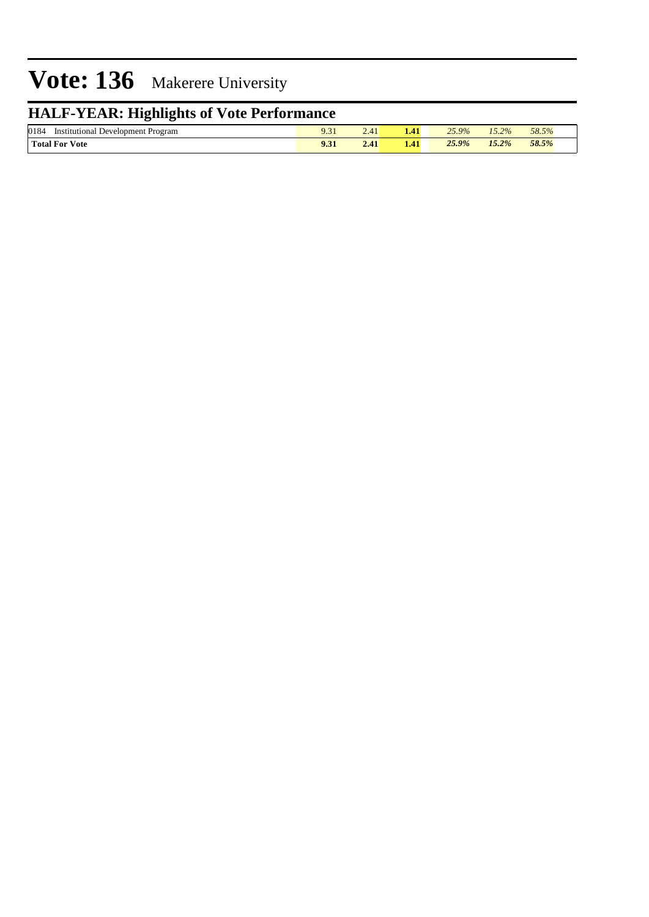# Vote: 136 Makerere University

## HALF-YEAR: Highlights of Vote Performance

| | | | | | | |
|---|---|---|---|---|---|---|
| 0184 Institutional Development Program | 9.31 | 2.41 | **1.41** | *25.9%* | *15.2%* | *58.5%* |
| **Total For Vote** | **9.31** | **2.41** | **1.41** | ***25.9%*** | ***15.2%*** | ***58.5%*** |